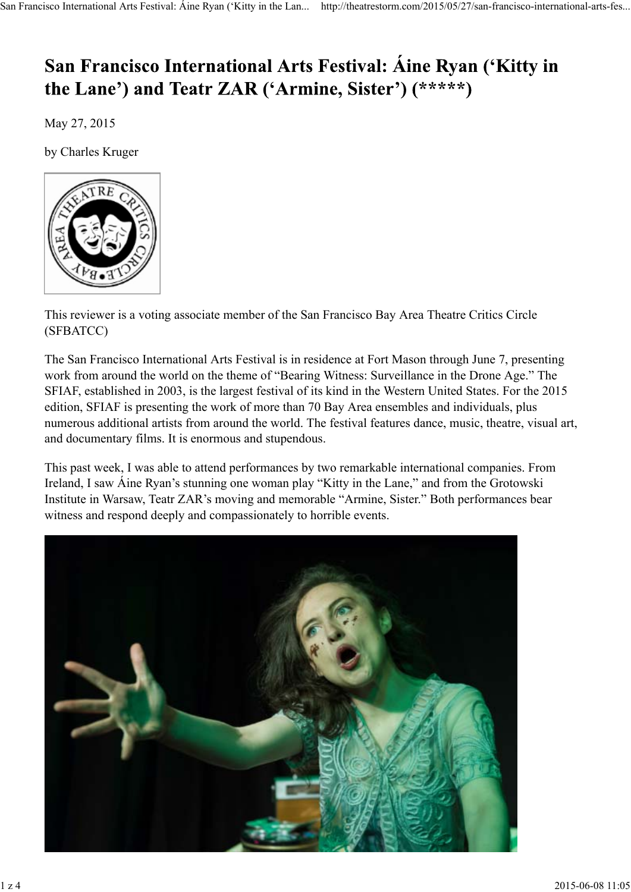# San Francisco International Arts Festival: Áine Ryan ('Kitty in the Lane') and Teatr ZAR ('Armine, Sister') (*****)

May 27, 2015

by Charles Kruger

This reviewer is a voting associate member of the San Francisco Bay Area Theatre Critics Circle (SFBATCC)

The San Francisco International Arts Festival is in residence at Fort Mason through June 7, presenting work from around the world on the theme of "Bearing Witness: Surveillance in the Drone Age." The SFIAF, established in 2003, is the largest festival of its kind in the Western United States. For the 2015 edition, SFIAF is presenting the work of more than 70 Bay Area ensembles and individuals, plus numerous additional artists from around the world. The festival features dance, music, theatre, visual art, and documentary films. It is enormous and stupendous.

This past week, I was able to attend performances by two remarkable international companies. From Ireland, I saw Áine Ryan's stunning one woman play "Kitty in the Lane," and from the Grotowski Institute in Warsaw, Teatr ZAR's moving and memorable "Armine, Sister." Both performances bear witness and respond deeply and compassionately to horrible events.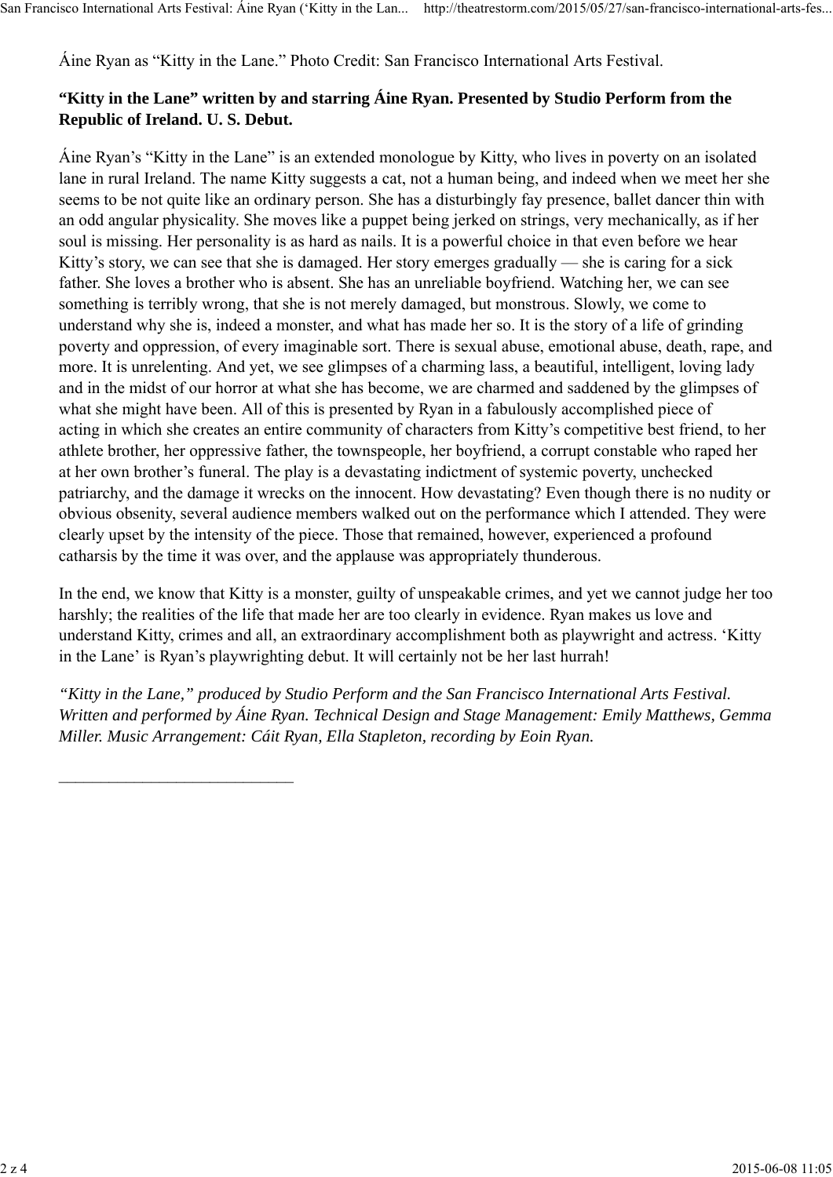Áine Ryan as "Kitty in the Lane." Photo Credit: San Francisco International Arts Festival.

**"Kitty in the Lane" written by and starring Áine Ryan. Presented by Studio Perform from the Republic of Ireland. U. S. Debut.**

Áine Ryan's "Kitty in the Lane" is an extended monologue by Kitty, who lives in poverty on an isolated lane in rural Ireland. The name Kitty suggests a cat, not a human being, and indeed when we meet her she seems to be not quite like an ordinary person. She has a disturbingly fay presence, ballet dancer thin with an odd angular physicality. She moves like a puppet being jerked on strings, very mechanically, as if her soul is missing. Her personality is as hard as nails. It is a powerful choice in that even before we hear Kitty's story, we can see that she is damaged. Her story emerges gradually — she is caring for a sick father. She loves a brother who is absent. She has an unreliable boyfriend. Watching her, we can see something is terribly wrong, that she is not merely damaged, but monstrous. Slowly, we come to understand why she is, indeed a monster, and what has made her so. It is the story of a life of grinding poverty and oppression, of every imaginable sort. There is sexual abuse, emotional abuse, death, rape, and more. It is unrelenting. And yet, we see glimpses of a charming lass, a beautiful, intelligent, loving lady and in the midst of our horror at what she has become, we are charmed and saddened by the glimpses of what she might have been. All of this is presented by Ryan in a fabulously accomplished piece of acting in which she creates an entire community of characters from Kitty's competitive best friend, to her athlete brother, her oppressive father, the townspeople, her boyfriend, a corrupt constable who raped her at her own brother's funeral. The play is a devastating indictment of systemic poverty, unchecked patriarchy, and the damage it wrecks on the innocent. How devastating? Even though there is no nudity or obvious obsenity, several audience members walked out on the performance which I attended. They were clearly upset by the intensity of the piece. Those that remained, however, experienced a profound catharsis by the time it was over, and the applause was appropriately thunderous.

In the end, we know that Kitty is a monster, guilty of unspeakable crimes, and yet we cannot judge her too harshly; the realities of the life that made her are too clearly in evidence. Ryan makes us love and understand Kitty, crimes and all, an extraordinary accomplishment both as playwright and actress. 'Kitty in the Lane' is Ryan's playwrighting debut. It will certainly not be her last hurrah!

*"Kitty in the Lane," produced by Studio Perform and the San Francisco International Arts Festival. Written and performed by Áine Ryan. Technical Design and Stage Management: Emily Matthews, Gemma Miller. Music Arrangement: Cáit Ryan, Ella Stapleton, recording by Eoin Ryan.*

______________________________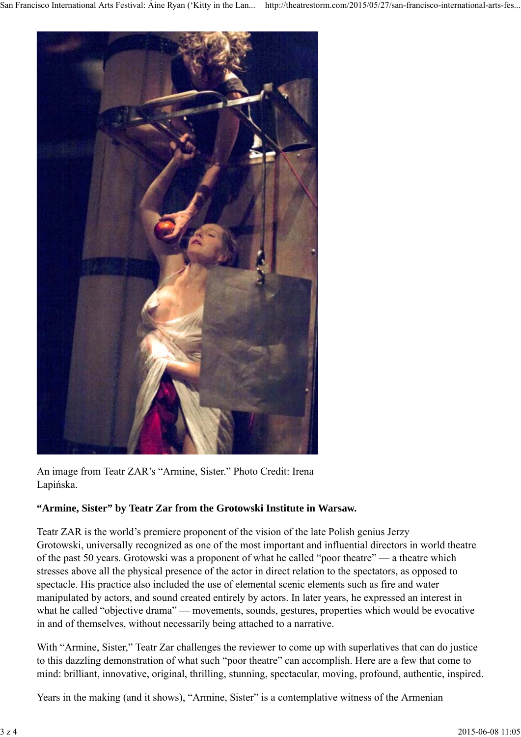An image from Teatr ZAR's "Armine, Sister." Photo Credit: Irena Lapińska.

**"Armine, Sister" by Teatr Zar from the Grotowski Institute in Warsaw.**

Teatr ZAR is the world's premiere proponent of the vision of the late Polish genius Jerzy Grotowski, universally recognized as one of the most important and influential directors in world theatre of the past 50 years. Grotowski was a proponent of what he called "poor theatre" — a theatre which stresses above all the physical presence of the actor in direct relation to the spectators, as opposed to spectacle. His practice also included the use of elemental scenic elements such as fire and water manipulated by actors, and sound created entirely by actors. In later years, he expressed an interest in what he called "objective drama" — movements, sounds, gestures, properties which would be evocative in and of themselves, without necessarily being attached to a narrative.

With "Armine, Sister," Teatr Zar challenges the reviewer to come up with superlatives that can do justice to this dazzling demonstration of what such "poor theatre" can accomplish. Here are a few that come to mind: brilliant, innovative, original, thrilling, stunning, spectacular, moving, profound, authentic, inspired.

Years in the making (and it shows), "Armine, Sister" is a contemplative witness of the Armenian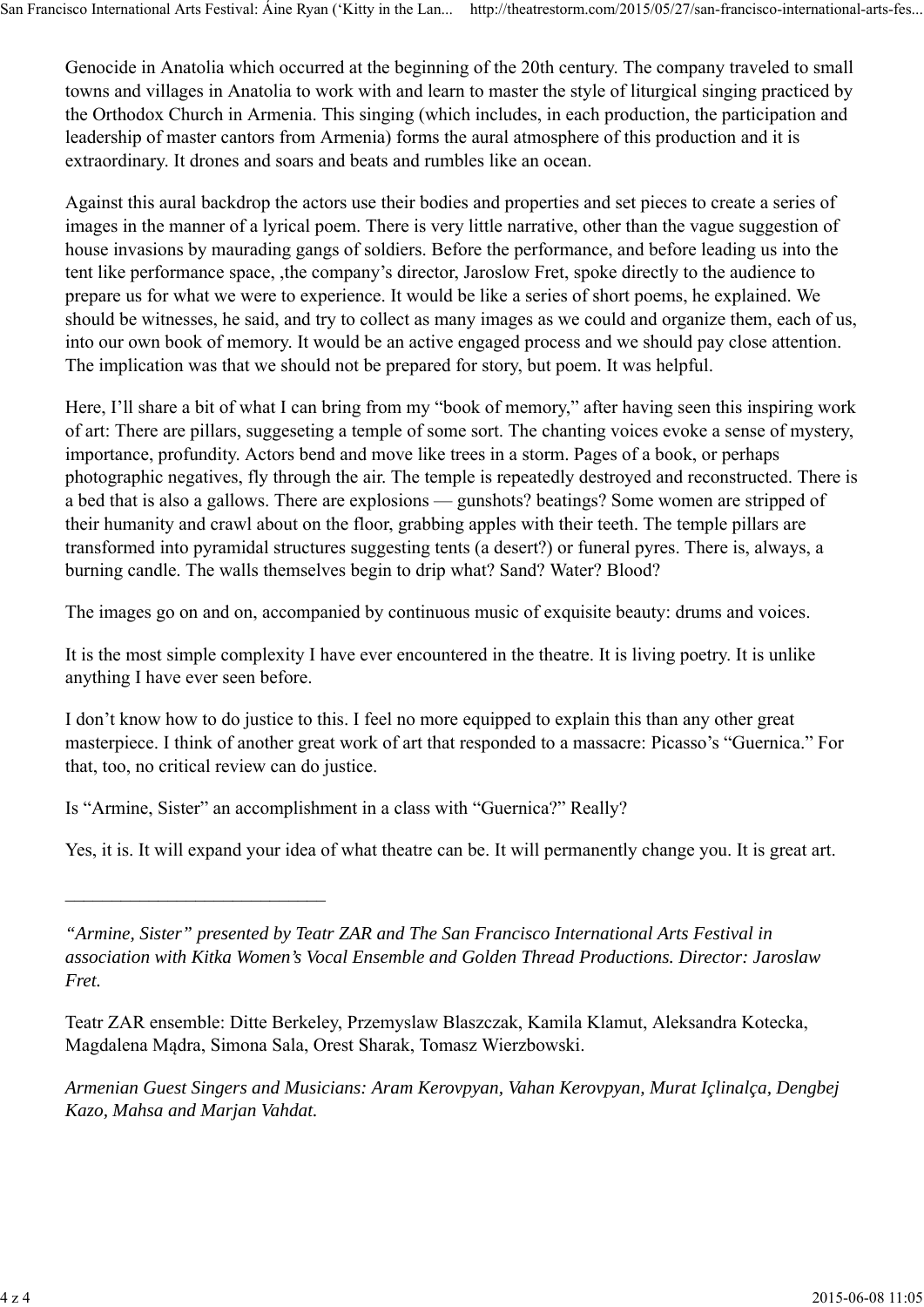Genocide in Anatolia which occurred at the beginning of the 20th century. The company traveled to small towns and villages in Anatolia to work with and learn to master the style of liturgical singing practiced by the Orthodox Church in Armenia. This singing (which includes, in each production, the participation and leadership of master cantors from Armenia) forms the aural atmosphere of this production and it is extraordinary. It drones and soars and beats and rumbles like an ocean.

Against this aural backdrop the actors use their bodies and properties and set pieces to create a series of images in the manner of a lyrical poem. There is very little narrative, other than the vague suggestion of house invasions by maurading gangs of soldiers. Before the performance, and before leading us into the tent like performance space, ,the company's director, Jaroslow Fret, spoke directly to the audience to prepare us for what we were to experience. It would be like a series of short poems, he explained. We should be witnesses, he said, and try to collect as many images as we could and organize them, each of us, into our own book of memory. It would be an active engaged process and we should pay close attention. The implication was that we should not be prepared for story, but poem. It was helpful.

Here, I'll share a bit of what I can bring from my "book of memory," after having seen this inspiring work of art: There are pillars, suggeseting a temple of some sort. The chanting voices evoke a sense of mystery, importance, profundity. Actors bend and move like trees in a storm. Pages of a book, or perhaps photographic negatives, fly through the air. The temple is repeatedly destroyed and reconstructed. There is a bed that is also a gallows. There are explosions — gunshots? beatings? Some women are stripped of their humanity and crawl about on the floor, grabbing apples with their teeth. The temple pillars are transformed into pyramidal structures suggesting tents (a desert?) or funeral pyres. There is, always, a burning candle. The walls themselves begin to drip what? Sand? Water? Blood?

The images go on and on, accompanied by continuous music of exquisite beauty: drums and voices.

It is the most simple complexity I have ever encountered in the theatre. It is living poetry. It is unlike anything I have ever seen before.

I don't know how to do justice to this. I feel no more equipped to explain this than any other great masterpiece. I think of another great work of art that responded to a massacre: Picasso's "Guernica." For that, too, no critical review can do justice.

Is "Armine, Sister" an accomplishment in a class with "Guernica?" Really?

Yes, it is. It will expand your idea of what theatre can be. It will permanently change you. It is great art.

---

*"Armine, Sister" presented by Teatr ZAR and The San Francisco International Arts Festival in association with Kitka Women's Vocal Ensemble and Golden Thread Productions. Director: Jaroslaw Fret.*

Teatr ZAR ensemble: Ditte Berkeley, Przemyslaw Blaszczak, Kamila Klamut, Aleksandra Kotecka, Magdalena Mądra, Simona Sala, Orest Sharak, Tomasz Wierzbowski.

*Armenian Guest Singers and Musicians: Aram Kerovpyan, Vahan Kerovpyan, Murat Içlinalça, Dengbej Kazo, Mahsa and Marjan Vahdat.*